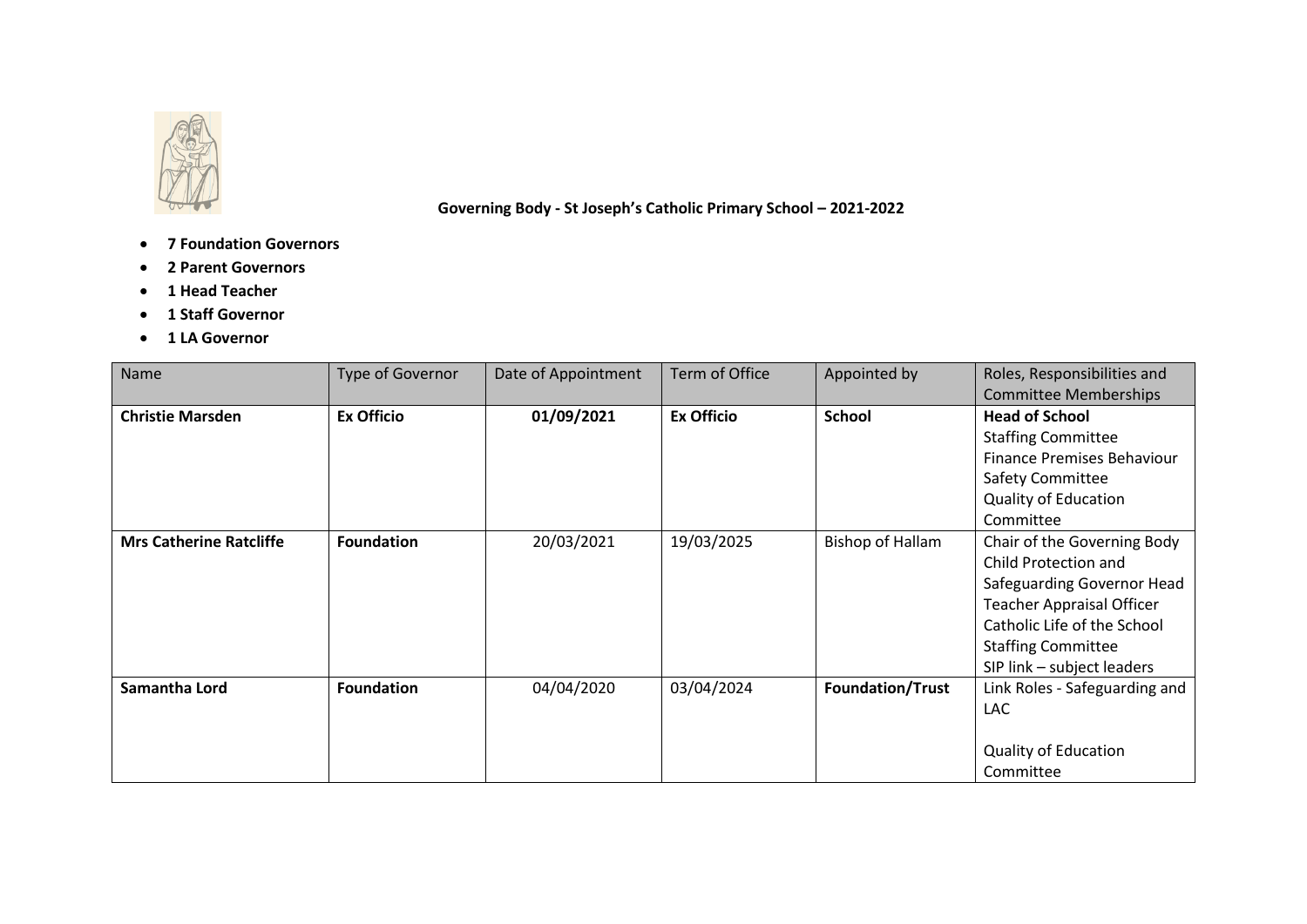**Governing Body - St Joseph's Catholic Primary School – 2021-2022**

- **7 Foundation Governors**
- **2 Parent Governors**
- **1 Head Teacher**
- **1 Staff Governor**
- **1 LA Governor**

| Name | Type of Governor | Date of Appointment | Term of Office | Appointed by | Roles, Responsibilities and Committee Memberships |
|---|---|---|---|---|---|
| **Christie Marsden** | **Ex Officio** | **01/09/2021** | **Ex Officio** | **School** | **Head of School**<br>Staffing Committee<br>Finance Premises Behaviour Safety Committee<br>Quality of Education Committee |
| **Mrs Catherine Ratcliffe** | **Foundation** | 20/03/2021 | 19/03/2025 | Bishop of Hallam | Chair of the Governing Body<br>Child Protection and Safeguarding Governor Head Teacher Appraisal Officer<br>Catholic Life of the School<br>Staffing Committee<br>SIP link – subject leaders |
| **Samantha Lord** | **Foundation** | 04/04/2020 | 03/04/2024 | **Foundation/Trust** | Link Roles - Safeguarding and LAC<br><br>Quality of Education Committee |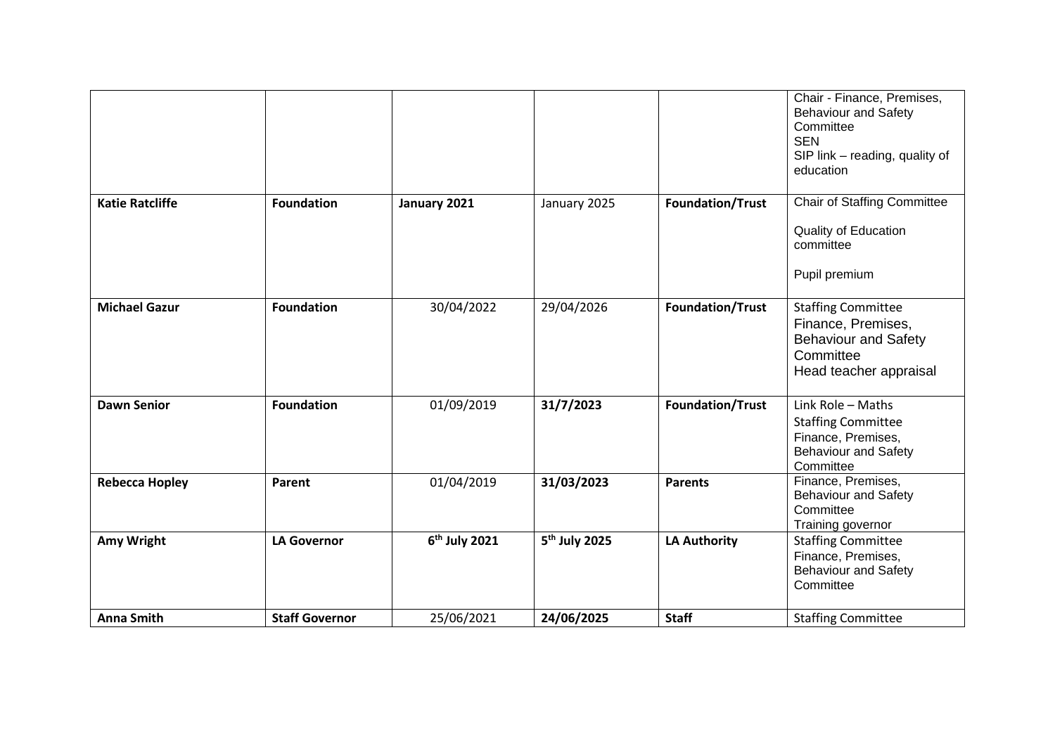| | | | | | |
|---|---|---|---|---|---|
| | | | | | Chair - Finance, Premises, Behaviour and Safety Committee<br>SEN<br>SIP link – reading, quality of education |
| **Katie Ratcliffe** | **Foundation** | **January 2021** | January 2025 | **Foundation/Trust** | Chair of Staffing Committee<br>Quality of Education committee<br>Pupil premium |
| **Michael Gazur** | **Foundation** | 30/04/2022 | 29/04/2026 | **Foundation/Trust** | Staffing Committee<br>Finance, Premises, Behaviour and Safety Committee<br>Head teacher appraisal |
| **Dawn Senior** | **Foundation** | 01/09/2019 | **31/7/2023** | **Foundation/Trust** | Link Role – Maths<br>Staffing Committee<br>Finance, Premises, Behaviour and Safety Committee |
| **Rebecca Hopley** | **Parent** | 01/04/2019 | **31/03/2023** | **Parents** | Finance, Premises, Behaviour and Safety Committee<br>Training governor |
| **Amy Wright** | **LA Governor** | **6th July 2021** | **5th July 2025** | **LA Authority** | Staffing Committee<br>Finance, Premises, Behaviour and Safety Committee |
| **Anna Smith** | **Staff Governor** | 25/06/2021 | **24/06/2025** | **Staff** | Staffing Committee |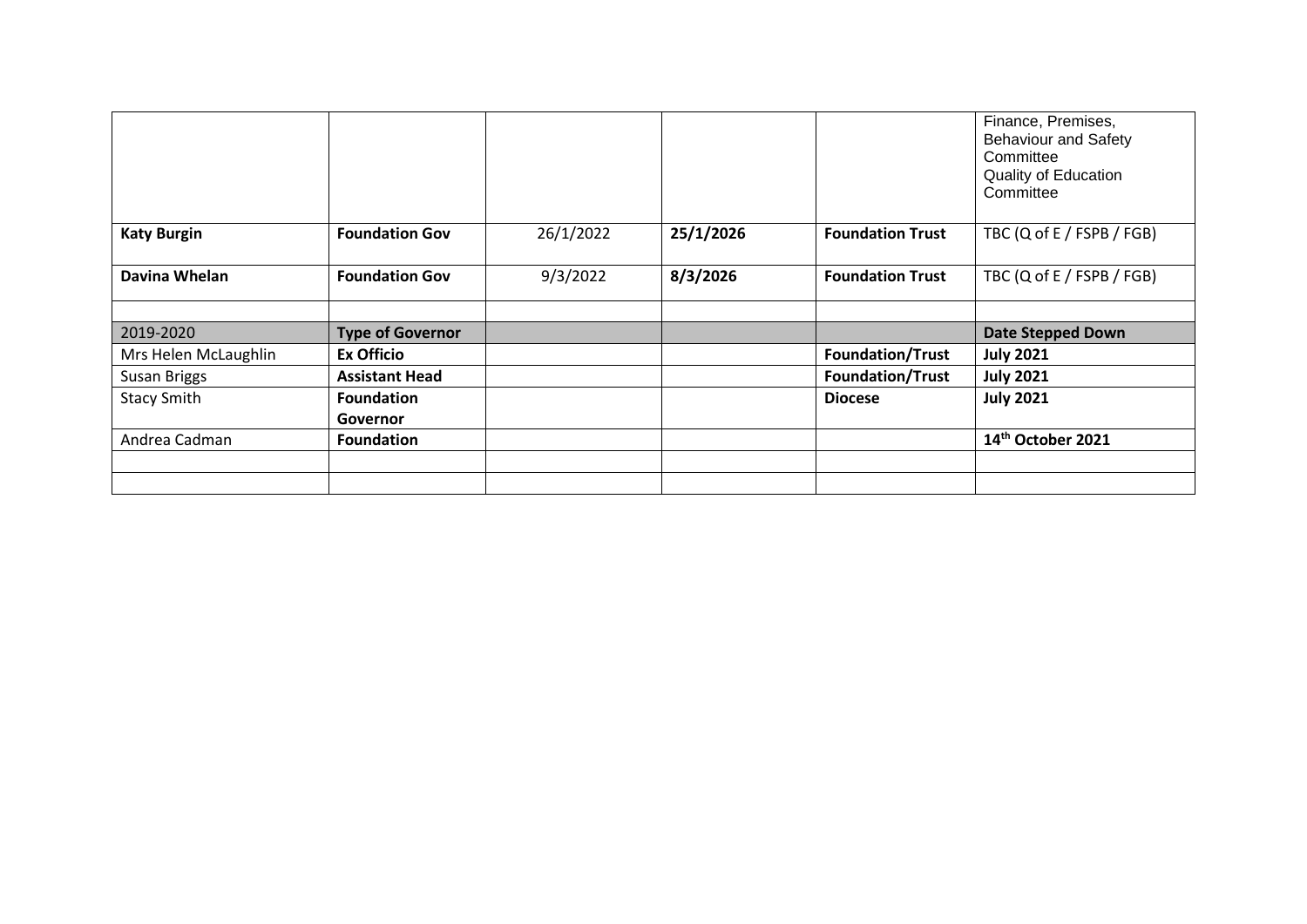| | | | | | |
|---|---|---|---|---|---|
| | | | | | Finance, Premises, Behaviour and Safety Committee<br>Quality of Education Committee |
| **Katy Burgin** | **Foundation Gov** | 26/1/2022 | **25/1/2026** | **Foundation Trust** | TBC (Q of E / FSPB / FGB) |
| **Davina Whelan** | **Foundation Gov** | 9/3/2022 | **8/3/2026** | **Foundation Trust** | TBC (Q of E / FSPB / FGB) |
| | | | | | |
| 2019-2020 | **Type of Governor** | | | | **Date Stepped Down** |
| Mrs Helen McLaughlin | **Ex Officio** | | | **Foundation/Trust** | **July 2021** |
| Susan Briggs | **Assistant Head** | | | **Foundation/Trust** | **July 2021** |
| Stacy Smith | **Foundation Governor** | | | **Diocese** | **July 2021** |
| Andrea Cadman | **Foundation** | | | | **14th October 2021** |
| | | | | | |
| | | | | | |